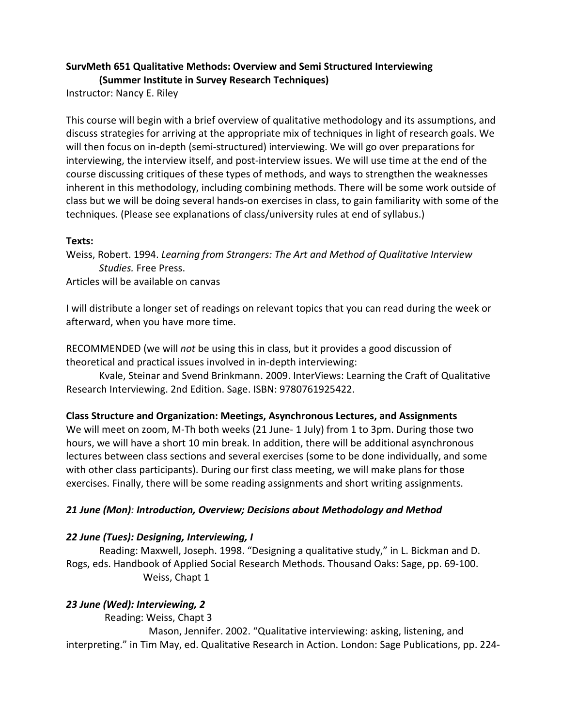**SurvMeth 651 Qualitative Methods: Overview and Semi Structured Interviewing (Summer Institute in Survey Research Techniques)**

Instructor: Nancy E. Riley

This course will begin with a brief overview of qualitative methodology and its assumptions, and discuss strategies for arriving at the appropriate mix of techniques in light of research goals. We will then focus on in-depth (semi-structured) interviewing. We will go over preparations for interviewing, the interview itself, and post-interview issues. We will use time at the end of the course discussing critiques of these types of methods, and ways to strengthen the weaknesses inherent in this methodology, including combining methods. There will be some work outside of class but we will be doing several hands-on exercises in class, to gain familiarity with some of the techniques. (Please see explanations of class/university rules at end of syllabus.)

**Texts:**

Weiss, Robert. 1994. *Learning from Strangers: The Art and Method of Qualitative Interview Studies.* Free Press.

Articles will be available on canvas

I will distribute a longer set of readings on relevant topics that you can read during the week or afterward, when you have more time.

RECOMMENDED (we will *not* be using this in class, but it provides a good discussion of theoretical and practical issues involved in in-depth interviewing:

Kvale, Steinar and Svend Brinkmann. 2009. InterViews: Learning the Craft of Qualitative Research Interviewing. 2nd Edition. Sage. ISBN: 9780761925422.

**Class Structure and Organization: Meetings, Asynchronous Lectures, and Assignments**

We will meet on zoom, M-Th both weeks (21 June- 1 July) from 1 to 3pm. During those two hours, we will have a short 10 min break. In addition, there will be additional asynchronous lectures between class sections and several exercises (some to be done individually, and some with other class participants). During our first class meeting, we will make plans for those exercises. Finally, there will be some reading assignments and short writing assignments.

***21 June (Mon): Introduction, Overview; Decisions about Methodology and Method***

***22 June (Tues): Designing, Interviewing, I***

Reading: Maxwell, Joseph. 1998. "Designing a qualitative study," in L. Bickman and D. Rogs, eds. Handbook of Applied Social Research Methods. Thousand Oaks: Sage, pp. 69-100.

Weiss, Chapt 1

***23 June (Wed): Interviewing, 2***

Reading: Weiss, Chapt 3

Mason, Jennifer. 2002. "Qualitative interviewing: asking, listening, and interpreting." in Tim May, ed. Qualitative Research in Action. London: Sage Publications, pp. 224-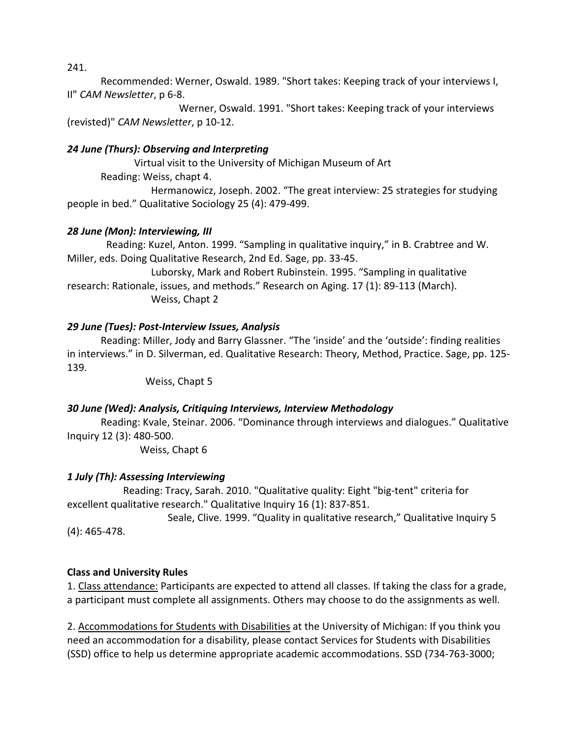241.

Recommended: Werner, Oswald. 1989. "Short takes: Keeping track of your interviews I, II" *CAM Newsletter*, p 6-8.

Werner, Oswald. 1991. "Short takes: Keeping track of your interviews (revisted)" *CAM Newsletter*, p 10-12.

***24 June (Thurs): Observing and Interpreting***

Virtual visit to the University of Michigan Museum of Art

Reading: Weiss, chapt 4.

Hermanowicz, Joseph. 2002. "The great interview: 25 strategies for studying people in bed." Qualitative Sociology 25 (4): 479-499.

***28 June (Mon): Interviewing, III***

Reading: Kuzel, Anton. 1999. "Sampling in qualitative inquiry," in B. Crabtree and W. Miller, eds. Doing Qualitative Research, 2nd Ed. Sage, pp. 33-45.

Luborsky, Mark and Robert Rubinstein. 1995. "Sampling in qualitative research: Rationale, issues, and methods." Research on Aging. 17 (1): 89-113 (March).

Weiss, Chapt 2

***29 June (Tues): Post-Interview Issues, Analysis***

Reading: Miller, Jody and Barry Glassner. "The 'inside' and the 'outside': finding realities in interviews." in D. Silverman, ed. Qualitative Research: Theory, Method, Practice. Sage, pp. 125-139.

Weiss, Chapt 5

***30 June (Wed): Analysis, Critiquing Interviews, Interview Methodology***

Reading: Kvale, Steinar. 2006. "Dominance through interviews and dialogues." Qualitative Inquiry 12 (3): 480-500.

Weiss, Chapt 6

***1 July (Th): Assessing Interviewing***

Reading: Tracy, Sarah. 2010. "Qualitative quality: Eight "big-tent" criteria for excellent qualitative research." Qualitative Inquiry 16 (1): 837-851.

Seale, Clive. 1999. "Quality in qualitative research," Qualitative Inquiry 5 (4): 465-478.

**Class and University Rules**

1. Class attendance: Participants are expected to attend all classes. If taking the class for a grade, a participant must complete all assignments. Others may choose to do the assignments as well.

2. Accommodations for Students with Disabilities at the University of Michigan: If you think you need an accommodation for a disability, please contact Services for Students with Disabilities (SSD) office to help us determine appropriate academic accommodations. SSD (734-763-3000;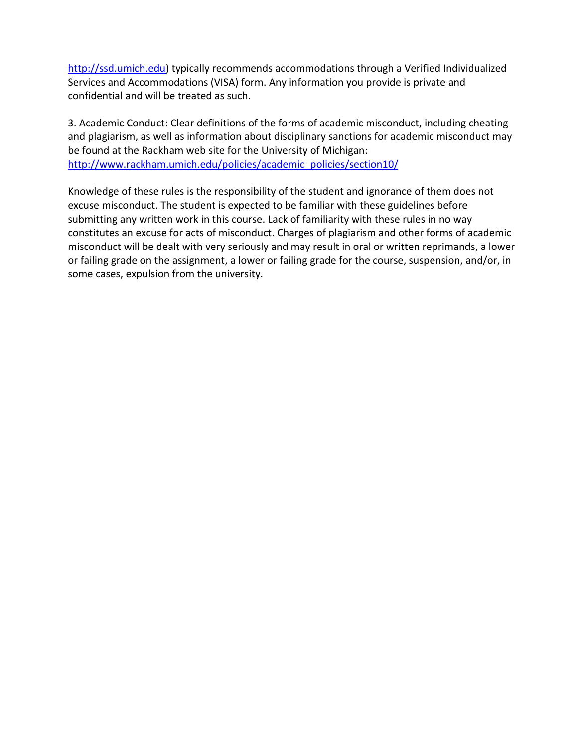http://ssd.umich.edu) typically recommends accommodations through a Verified Individualized Services and Accommodations (VISA) form. Any information you provide is private and confidential and will be treated as such.

3. Academic Conduct: Clear definitions of the forms of academic misconduct, including cheating and plagiarism, as well as information about disciplinary sanctions for academic misconduct may be found at the Rackham web site for the University of Michigan: http://www.rackham.umich.edu/policies/academic_policies/section10/

Knowledge of these rules is the responsibility of the student and ignorance of them does not excuse misconduct. The student is expected to be familiar with these guidelines before submitting any written work in this course. Lack of familiarity with these rules in no way constitutes an excuse for acts of misconduct. Charges of plagiarism and other forms of academic misconduct will be dealt with very seriously and may result in oral or written reprimands, a lower or failing grade on the assignment, a lower or failing grade for the course, suspension, and/or, in some cases, expulsion from the university.